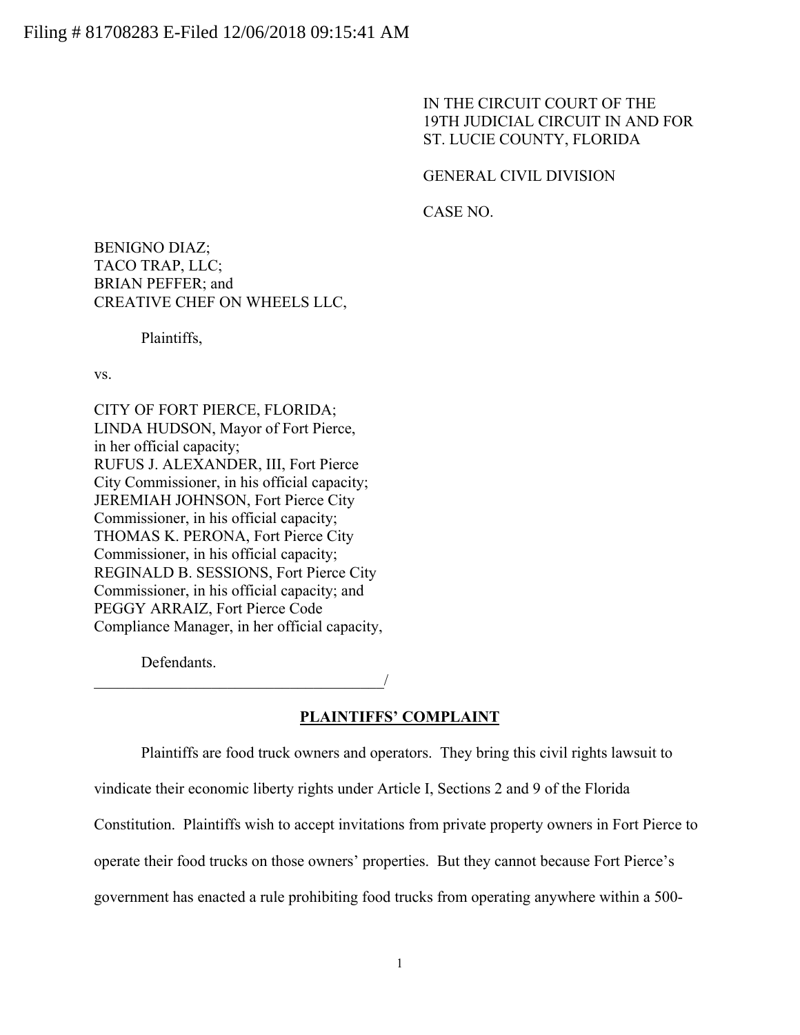Filing # 81708283 E-Filed 12/06/2018 09:15:41 AM

IN THE CIRCUIT COURT OF THE
19TH JUDICIAL CIRCUIT IN AND FOR
ST. LUCIE COUNTY, FLORIDA

GENERAL CIVIL DIVISION

CASE NO.

BENIGNO DIAZ;
TACO TRAP, LLC;
BRIAN PEFFER; and
CREATIVE CHEF ON WHEELS LLC,

Plaintiffs,

vs.

CITY OF FORT PIERCE, FLORIDA;
LINDA HUDSON, Mayor of Fort Pierce, in her official capacity;
RUFUS J. ALEXANDER, III, Fort Pierce City Commissioner, in his official capacity;
JEREMIAH JOHNSON, Fort Pierce City Commissioner, in his official capacity;
THOMAS K. PERONA, Fort Pierce City Commissioner, in his official capacity;
REGINALD B. SESSIONS, Fort Pierce City Commissioner, in his official capacity; and
PEGGY ARRAIZ, Fort Pierce Code Compliance Manager, in her official capacity,

Defendants.
_______________________________________/

**PLAINTIFFS' COMPLAINT**

Plaintiffs are food truck owners and operators. They bring this civil rights lawsuit to vindicate their economic liberty rights under Article I, Sections 2 and 9 of the Florida Constitution. Plaintiffs wish to accept invitations from private property owners in Fort Pierce to operate their food trucks on those owners' properties. But they cannot because Fort Pierce's government has enacted a rule prohibiting food trucks from operating anywhere within a 500-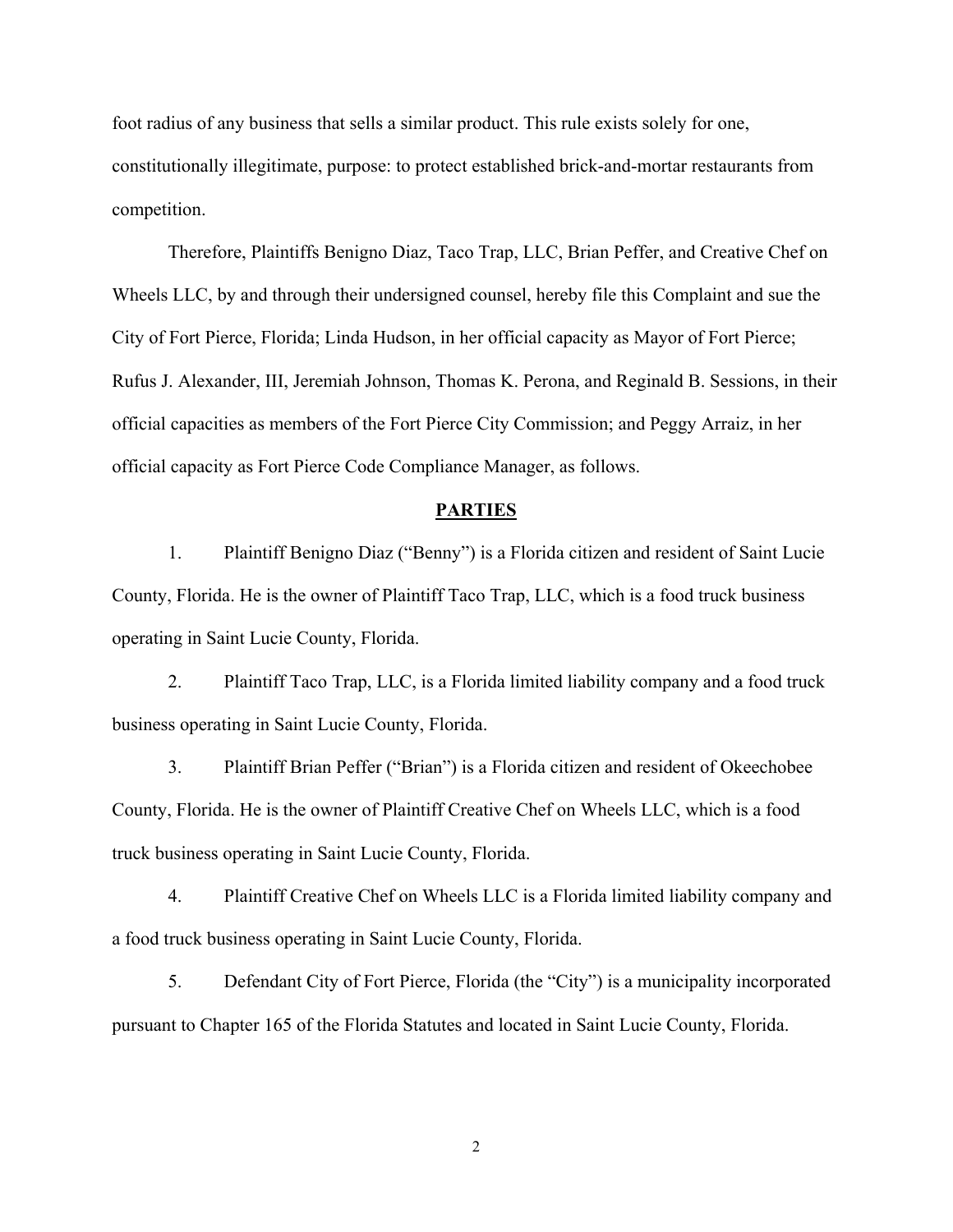foot radius of any business that sells a similar product. This rule exists solely for one, constitutionally illegitimate, purpose: to protect established brick-and-mortar restaurants from competition.

Therefore, Plaintiffs Benigno Diaz, Taco Trap, LLC, Brian Peffer, and Creative Chef on Wheels LLC, by and through their undersigned counsel, hereby file this Complaint and sue the City of Fort Pierce, Florida; Linda Hudson, in her official capacity as Mayor of Fort Pierce; Rufus J. Alexander, III, Jeremiah Johnson, Thomas K. Perona, and Reginald B. Sessions, in their official capacities as members of the Fort Pierce City Commission; and Peggy Arraiz, in her official capacity as Fort Pierce Code Compliance Manager, as follows.

## PARTIES

1. Plaintiff Benigno Diaz ("Benny") is a Florida citizen and resident of Saint Lucie County, Florida. He is the owner of Plaintiff Taco Trap, LLC, which is a food truck business operating in Saint Lucie County, Florida.

2. Plaintiff Taco Trap, LLC, is a Florida limited liability company and a food truck business operating in Saint Lucie County, Florida.

3. Plaintiff Brian Peffer ("Brian") is a Florida citizen and resident of Okeechobee County, Florida. He is the owner of Plaintiff Creative Chef on Wheels LLC, which is a food truck business operating in Saint Lucie County, Florida.

4. Plaintiff Creative Chef on Wheels LLC is a Florida limited liability company and a food truck business operating in Saint Lucie County, Florida.

5. Defendant City of Fort Pierce, Florida (the "City") is a municipality incorporated pursuant to Chapter 165 of the Florida Statutes and located in Saint Lucie County, Florida.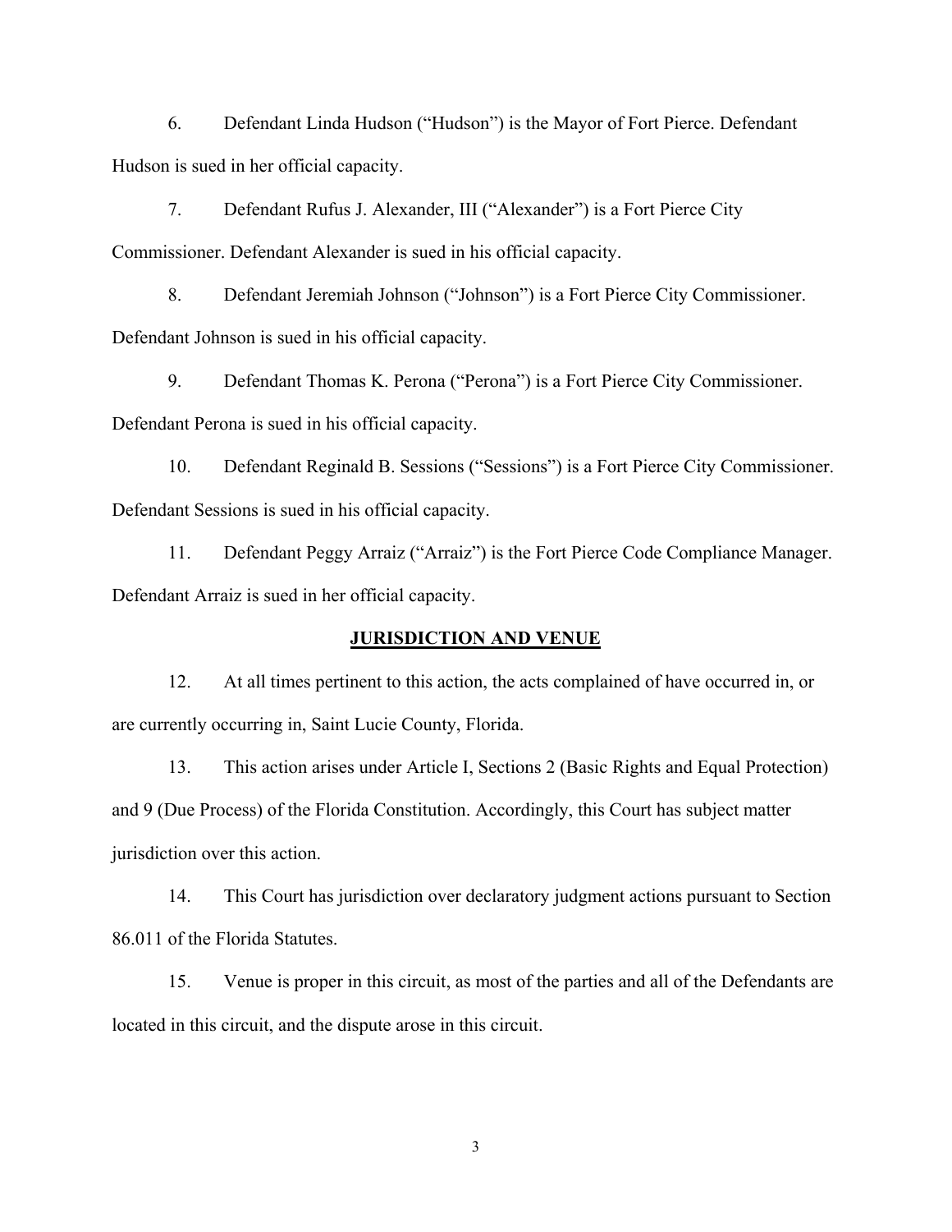6. Defendant Linda Hudson ("Hudson") is the Mayor of Fort Pierce. Defendant Hudson is sued in her official capacity.

7. Defendant Rufus J. Alexander, III ("Alexander") is a Fort Pierce City Commissioner. Defendant Alexander is sued in his official capacity.

8. Defendant Jeremiah Johnson ("Johnson") is a Fort Pierce City Commissioner. Defendant Johnson is sued in his official capacity.

9. Defendant Thomas K. Perona ("Perona") is a Fort Pierce City Commissioner. Defendant Perona is sued in his official capacity.

10. Defendant Reginald B. Sessions ("Sessions") is a Fort Pierce City Commissioner. Defendant Sessions is sued in his official capacity.

11. Defendant Peggy Arraiz ("Arraiz") is the Fort Pierce Code Compliance Manager. Defendant Arraiz is sued in her official capacity.

## JURISDICTION AND VENUE

12. At all times pertinent to this action, the acts complained of have occurred in, or are currently occurring in, Saint Lucie County, Florida.

13. This action arises under Article I, Sections 2 (Basic Rights and Equal Protection) and 9 (Due Process) of the Florida Constitution. Accordingly, this Court has subject matter jurisdiction over this action.

14. This Court has jurisdiction over declaratory judgment actions pursuant to Section 86.011 of the Florida Statutes.

15. Venue is proper in this circuit, as most of the parties and all of the Defendants are located in this circuit, and the dispute arose in this circuit.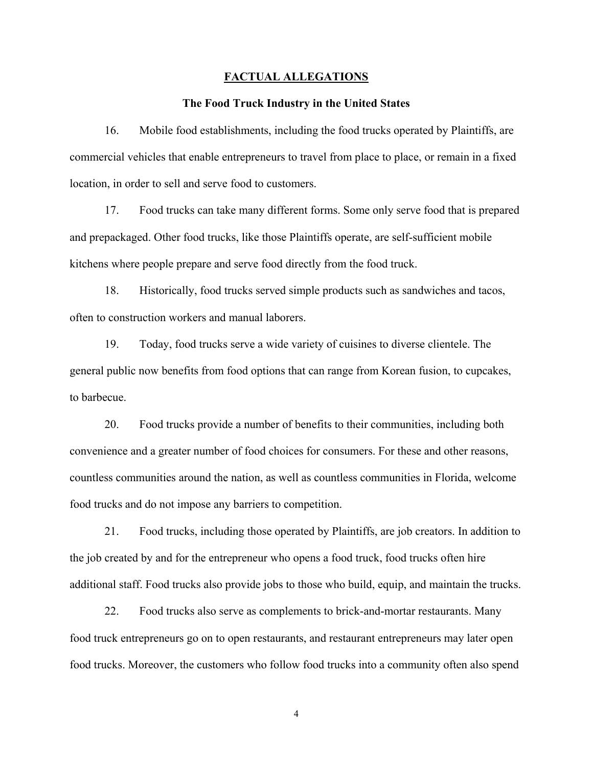## FACTUAL ALLEGATIONS

### The Food Truck Industry in the United States

16. Mobile food establishments, including the food trucks operated by Plaintiffs, are commercial vehicles that enable entrepreneurs to travel from place to place, or remain in a fixed location, in order to sell and serve food to customers.

17. Food trucks can take many different forms. Some only serve food that is prepared and prepackaged. Other food trucks, like those Plaintiffs operate, are self-sufficient mobile kitchens where people prepare and serve food directly from the food truck.

18. Historically, food trucks served simple products such as sandwiches and tacos, often to construction workers and manual laborers.

19. Today, food trucks serve a wide variety of cuisines to diverse clientele. The general public now benefits from food options that can range from Korean fusion, to cupcakes, to barbecue.

20. Food trucks provide a number of benefits to their communities, including both convenience and a greater number of food choices for consumers. For these and other reasons, countless communities around the nation, as well as countless communities in Florida, welcome food trucks and do not impose any barriers to competition.

21. Food trucks, including those operated by Plaintiffs, are job creators. In addition to the job created by and for the entrepreneur who opens a food truck, food trucks often hire additional staff. Food trucks also provide jobs to those who build, equip, and maintain the trucks.

22. Food trucks also serve as complements to brick-and-mortar restaurants. Many food truck entrepreneurs go on to open restaurants, and restaurant entrepreneurs may later open food trucks. Moreover, the customers who follow food trucks into a community often also spend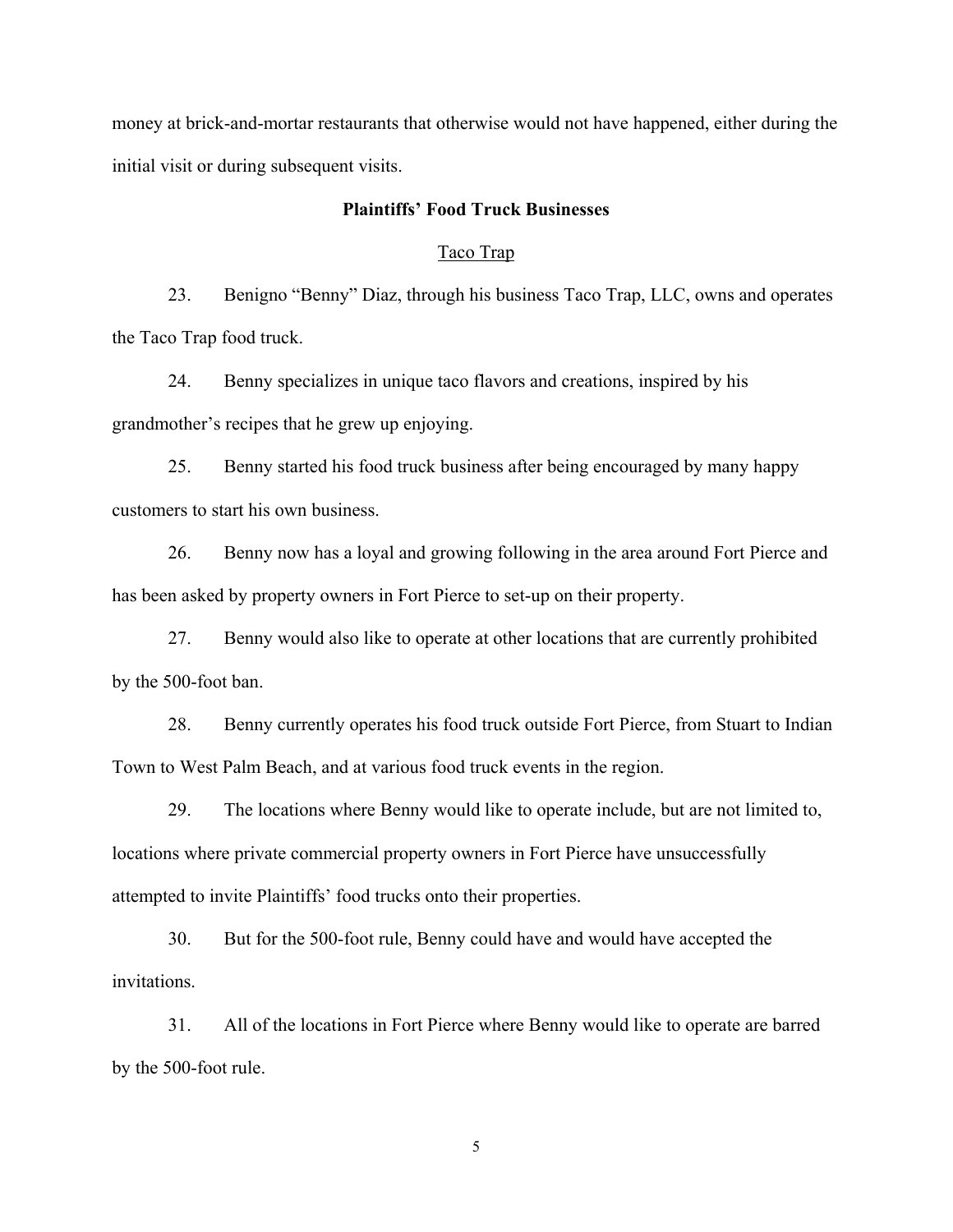money at brick-and-mortar restaurants that otherwise would not have happened, either during the initial visit or during subsequent visits.

**Plaintiffs' Food Truck Businesses**

Taco Trap

23. Benigno "Benny" Diaz, through his business Taco Trap, LLC, owns and operates the Taco Trap food truck.

24. Benny specializes in unique taco flavors and creations, inspired by his grandmother's recipes that he grew up enjoying.

25. Benny started his food truck business after being encouraged by many happy customers to start his own business.

26. Benny now has a loyal and growing following in the area around Fort Pierce and has been asked by property owners in Fort Pierce to set-up on their property.

27. Benny would also like to operate at other locations that are currently prohibited by the 500-foot ban.

28. Benny currently operates his food truck outside Fort Pierce, from Stuart to Indian Town to West Palm Beach, and at various food truck events in the region.

29. The locations where Benny would like to operate include, but are not limited to, locations where private commercial property owners in Fort Pierce have unsuccessfully attempted to invite Plaintiffs' food trucks onto their properties.

30. But for the 500-foot rule, Benny could have and would have accepted the invitations.

31. All of the locations in Fort Pierce where Benny would like to operate are barred by the 500-foot rule.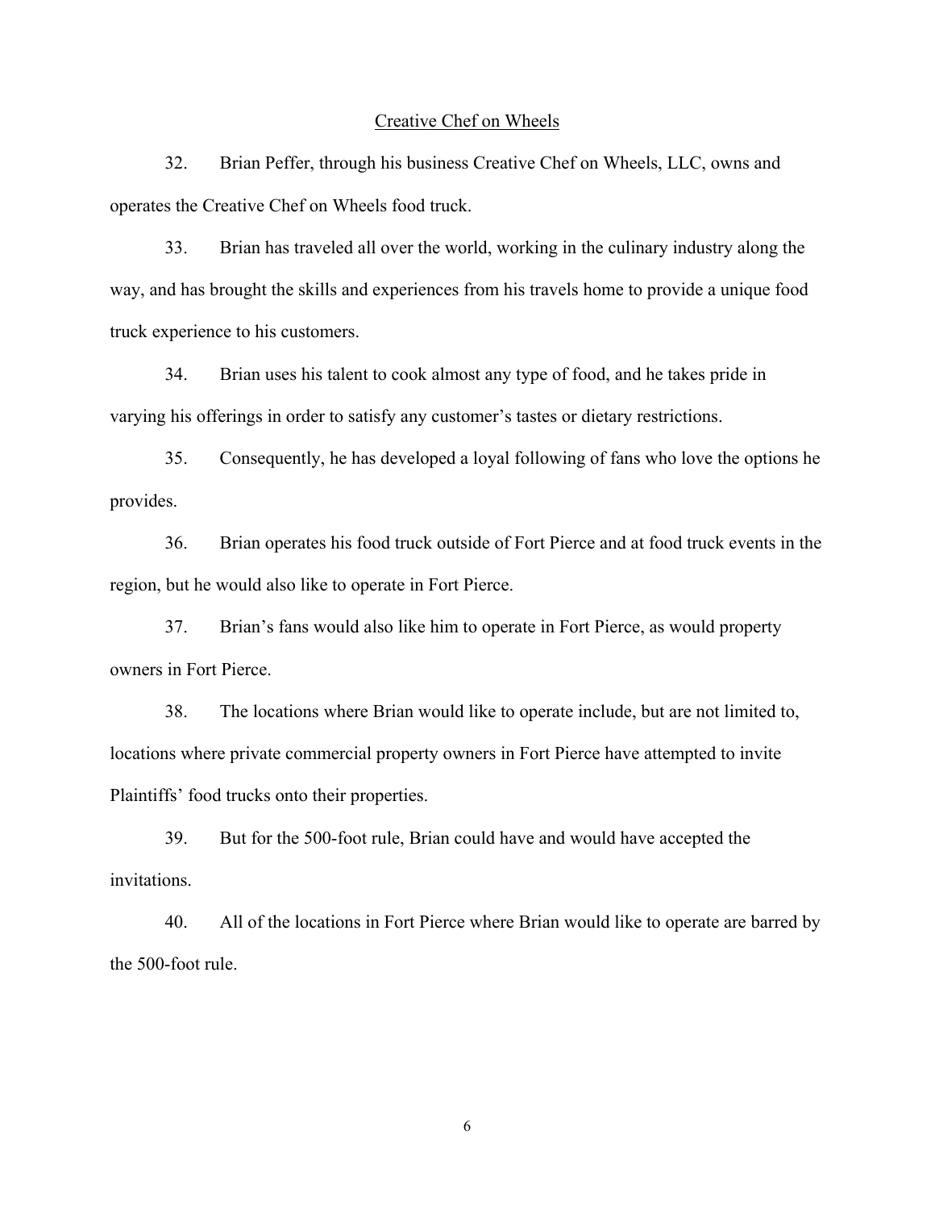<u>Creative Chef on Wheels</u>

32. Brian Peffer, through his business Creative Chef on Wheels, LLC, owns and operates the Creative Chef on Wheels food truck.

33. Brian has traveled all over the world, working in the culinary industry along the way, and has brought the skills and experiences from his travels home to provide a unique food truck experience to his customers.

34. Brian uses his talent to cook almost any type of food, and he takes pride in varying his offerings in order to satisfy any customer's tastes or dietary restrictions.

35. Consequently, he has developed a loyal following of fans who love the options he provides.

36. Brian operates his food truck outside of Fort Pierce and at food truck events in the region, but he would also like to operate in Fort Pierce.

37. Brian's fans would also like him to operate in Fort Pierce, as would property owners in Fort Pierce.

38. The locations where Brian would like to operate include, but are not limited to, locations where private commercial property owners in Fort Pierce have attempted to invite Plaintiffs' food trucks onto their properties.

39. But for the 500-foot rule, Brian could have and would have accepted the invitations.

40. All of the locations in Fort Pierce where Brian would like to operate are barred by the 500-foot rule.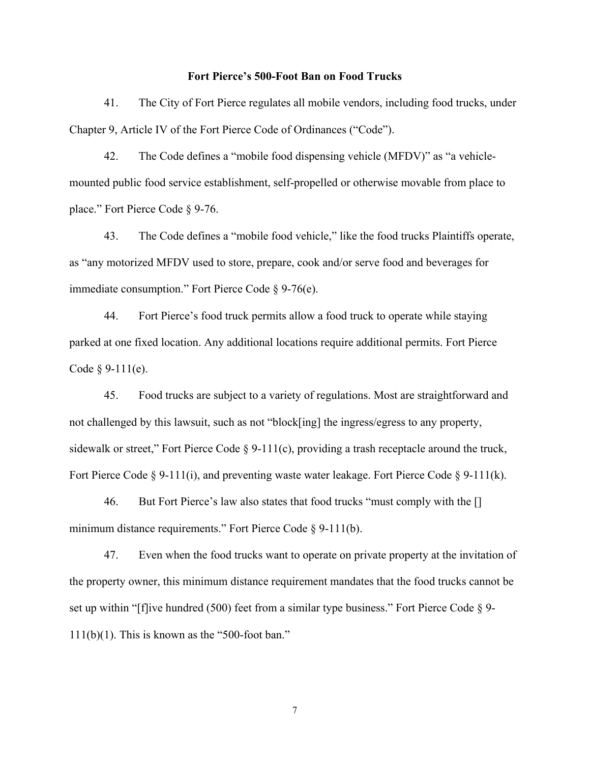**Fort Pierce's 500-Foot Ban on Food Trucks**

41. The City of Fort Pierce regulates all mobile vendors, including food trucks, under Chapter 9, Article IV of the Fort Pierce Code of Ordinances ("Code").

42. The Code defines a "mobile food dispensing vehicle (MFDV)" as "a vehicle-mounted public food service establishment, self-propelled or otherwise movable from place to place." Fort Pierce Code § 9-76.

43. The Code defines a "mobile food vehicle," like the food trucks Plaintiffs operate, as "any motorized MFDV used to store, prepare, cook and/or serve food and beverages for immediate consumption." Fort Pierce Code § 9-76(e).

44. Fort Pierce's food truck permits allow a food truck to operate while staying parked at one fixed location. Any additional locations require additional permits. Fort Pierce Code § 9-111(e).

45. Food trucks are subject to a variety of regulations. Most are straightforward and not challenged by this lawsuit, such as not "block[ing] the ingress/egress to any property, sidewalk or street," Fort Pierce Code § 9-111(c), providing a trash receptacle around the truck, Fort Pierce Code § 9-111(i), and preventing waste water leakage. Fort Pierce Code § 9-111(k).

46. But Fort Pierce's law also states that food trucks "must comply with the [] minimum distance requirements." Fort Pierce Code § 9-111(b).

47. Even when the food trucks want to operate on private property at the invitation of the property owner, this minimum distance requirement mandates that the food trucks cannot be set up within "[f]ive hundred (500) feet from a similar type business." Fort Pierce Code § 9-111(b)(1). This is known as the "500-foot ban."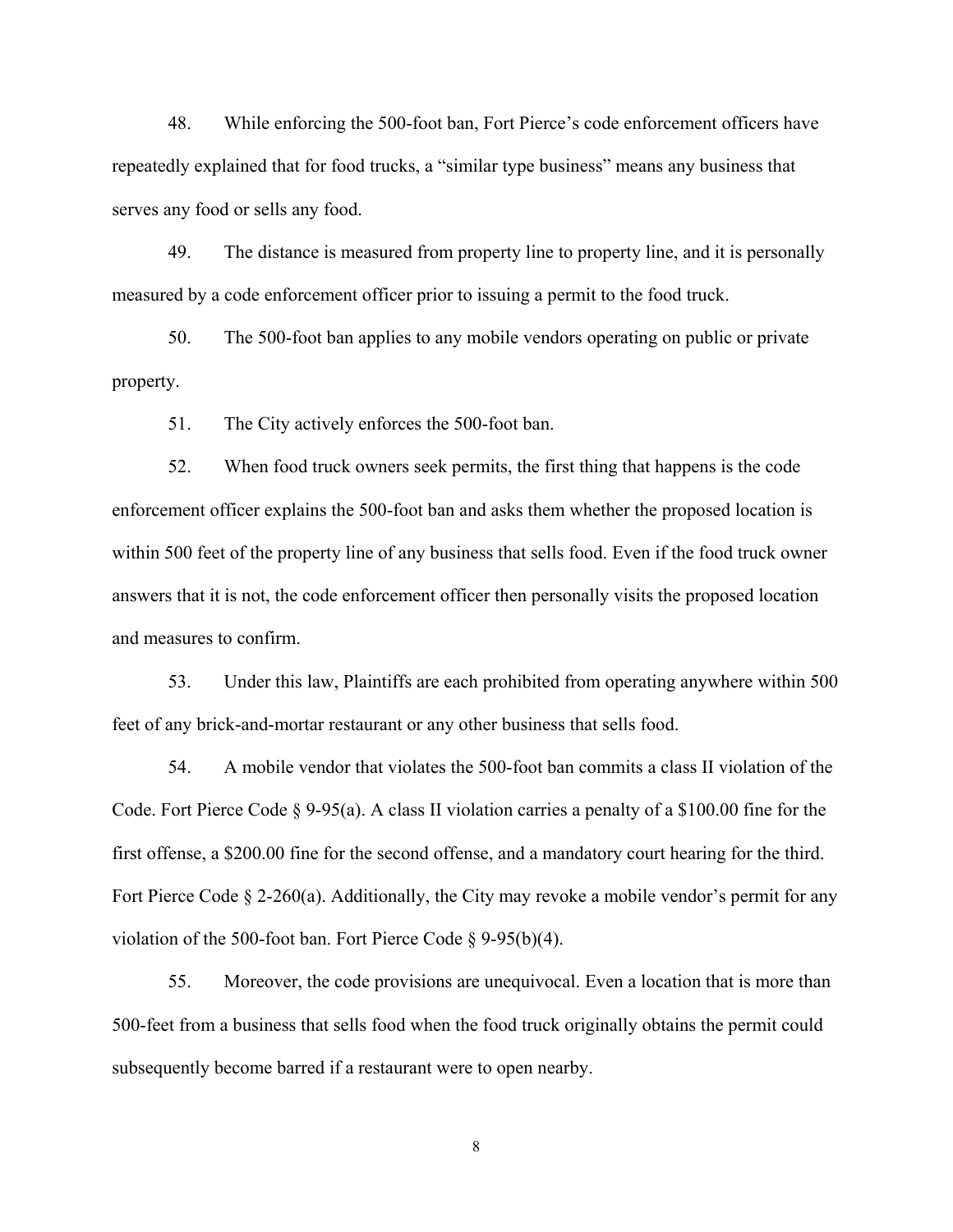48. While enforcing the 500-foot ban, Fort Pierce's code enforcement officers have repeatedly explained that for food trucks, a "similar type business" means any business that serves any food or sells any food.

49. The distance is measured from property line to property line, and it is personally measured by a code enforcement officer prior to issuing a permit to the food truck.

50. The 500-foot ban applies to any mobile vendors operating on public or private property.

51. The City actively enforces the 500-foot ban.

52. When food truck owners seek permits, the first thing that happens is the code enforcement officer explains the 500-foot ban and asks them whether the proposed location is within 500 feet of the property line of any business that sells food. Even if the food truck owner answers that it is not, the code enforcement officer then personally visits the proposed location and measures to confirm.

53. Under this law, Plaintiffs are each prohibited from operating anywhere within 500 feet of any brick-and-mortar restaurant or any other business that sells food.

54. A mobile vendor that violates the 500-foot ban commits a class II violation of the Code. Fort Pierce Code § 9-95(a). A class II violation carries a penalty of a $100.00 fine for the first offense, a $200.00 fine for the second offense, and a mandatory court hearing for the third. Fort Pierce Code § 2-260(a). Additionally, the City may revoke a mobile vendor's permit for any violation of the 500-foot ban. Fort Pierce Code § 9-95(b)(4).

55. Moreover, the code provisions are unequivocal. Even a location that is more than 500-feet from a business that sells food when the food truck originally obtains the permit could subsequently become barred if a restaurant were to open nearby.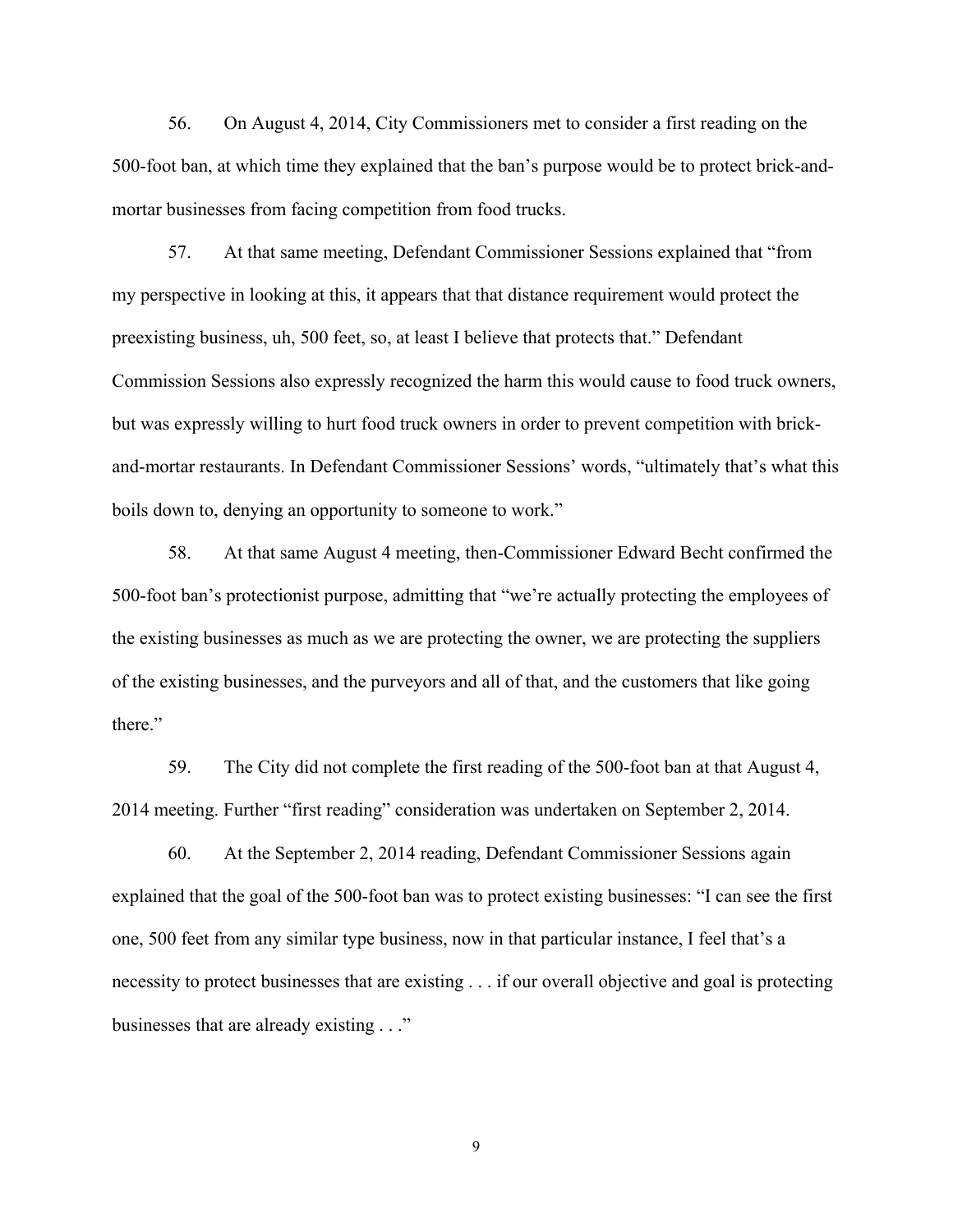56. On August 4, 2014, City Commissioners met to consider a first reading on the 500-foot ban, at which time they explained that the ban's purpose would be to protect brick-and-mortar businesses from facing competition from food trucks.

57. At that same meeting, Defendant Commissioner Sessions explained that "from my perspective in looking at this, it appears that that distance requirement would protect the preexisting business, uh, 500 feet, so, at least I believe that protects that." Defendant Commission Sessions also expressly recognized the harm this would cause to food truck owners, but was expressly willing to hurt food truck owners in order to prevent competition with brick-and-mortar restaurants. In Defendant Commissioner Sessions' words, "ultimately that's what this boils down to, denying an opportunity to someone to work."

58. At that same August 4 meeting, then-Commissioner Edward Becht confirmed the 500-foot ban's protectionist purpose, admitting that "we're actually protecting the employees of the existing businesses as much as we are protecting the owner, we are protecting the suppliers of the existing businesses, and the purveyors and all of that, and the customers that like going there."

59. The City did not complete the first reading of the 500-foot ban at that August 4, 2014 meeting. Further "first reading" consideration was undertaken on September 2, 2014.

60. At the September 2, 2014 reading, Defendant Commissioner Sessions again explained that the goal of the 500-foot ban was to protect existing businesses: "I can see the first one, 500 feet from any similar type business, now in that particular instance, I feel that's a necessity to protect businesses that are existing . . . if our overall objective and goal is protecting businesses that are already existing . . ."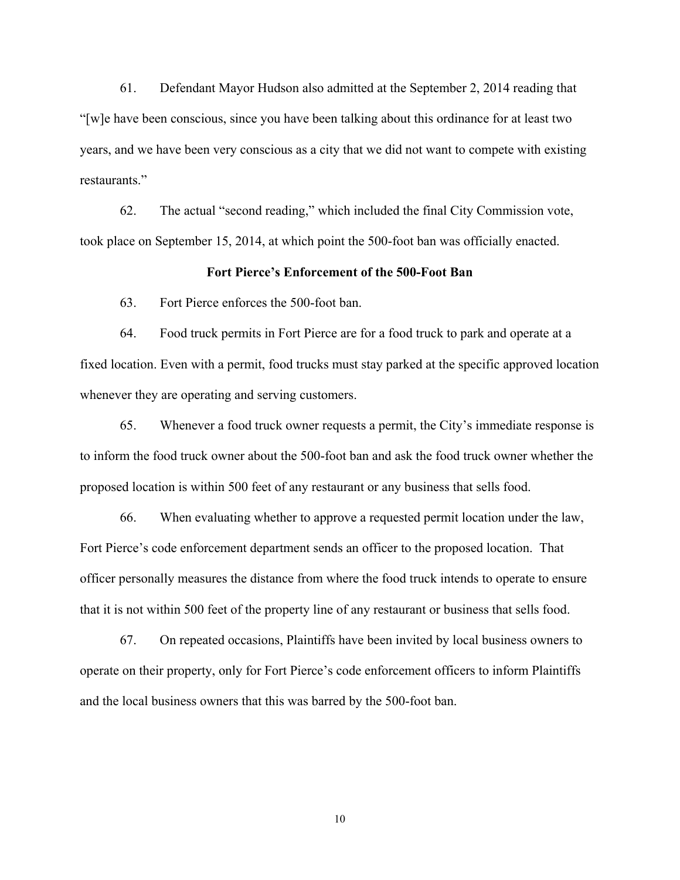61. Defendant Mayor Hudson also admitted at the September 2, 2014 reading that "[w]e have been conscious, since you have been talking about this ordinance for at least two years, and we have been very conscious as a city that we did not want to compete with existing restaurants."

62. The actual "second reading," which included the final City Commission vote, took place on September 15, 2014, at which point the 500-foot ban was officially enacted.

**Fort Pierce's Enforcement of the 500-Foot Ban**

63. Fort Pierce enforces the 500-foot ban.

64. Food truck permits in Fort Pierce are for a food truck to park and operate at a fixed location. Even with a permit, food trucks must stay parked at the specific approved location whenever they are operating and serving customers.

65. Whenever a food truck owner requests a permit, the City's immediate response is to inform the food truck owner about the 500-foot ban and ask the food truck owner whether the proposed location is within 500 feet of any restaurant or any business that sells food.

66. When evaluating whether to approve a requested permit location under the law, Fort Pierce's code enforcement department sends an officer to the proposed location. That officer personally measures the distance from where the food truck intends to operate to ensure that it is not within 500 feet of the property line of any restaurant or business that sells food.

67. On repeated occasions, Plaintiffs have been invited by local business owners to operate on their property, only for Fort Pierce's code enforcement officers to inform Plaintiffs and the local business owners that this was barred by the 500-foot ban.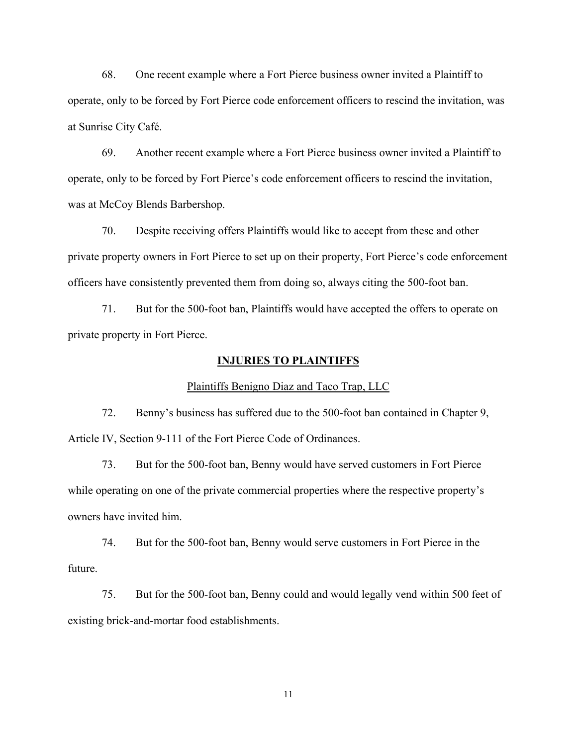68. One recent example where a Fort Pierce business owner invited a Plaintiff to operate, only to be forced by Fort Pierce code enforcement officers to rescind the invitation, was at Sunrise City Café.

69. Another recent example where a Fort Pierce business owner invited a Plaintiff to operate, only to be forced by Fort Pierce's code enforcement officers to rescind the invitation, was at McCoy Blends Barbershop.

70. Despite receiving offers Plaintiffs would like to accept from these and other private property owners in Fort Pierce to set up on their property, Fort Pierce's code enforcement officers have consistently prevented them from doing so, always citing the 500-foot ban.

71. But for the 500-foot ban, Plaintiffs would have accepted the offers to operate on private property in Fort Pierce.

## INJURIES TO PLAINTIFFS

### Plaintiffs Benigno Diaz and Taco Trap, LLC

72. Benny's business has suffered due to the 500-foot ban contained in Chapter 9, Article IV, Section 9-111 of the Fort Pierce Code of Ordinances.

73. But for the 500-foot ban, Benny would have served customers in Fort Pierce while operating on one of the private commercial properties where the respective property's owners have invited him.

74. But for the 500-foot ban, Benny would serve customers in Fort Pierce in the future.

75. But for the 500-foot ban, Benny could and would legally vend within 500 feet of existing brick-and-mortar food establishments.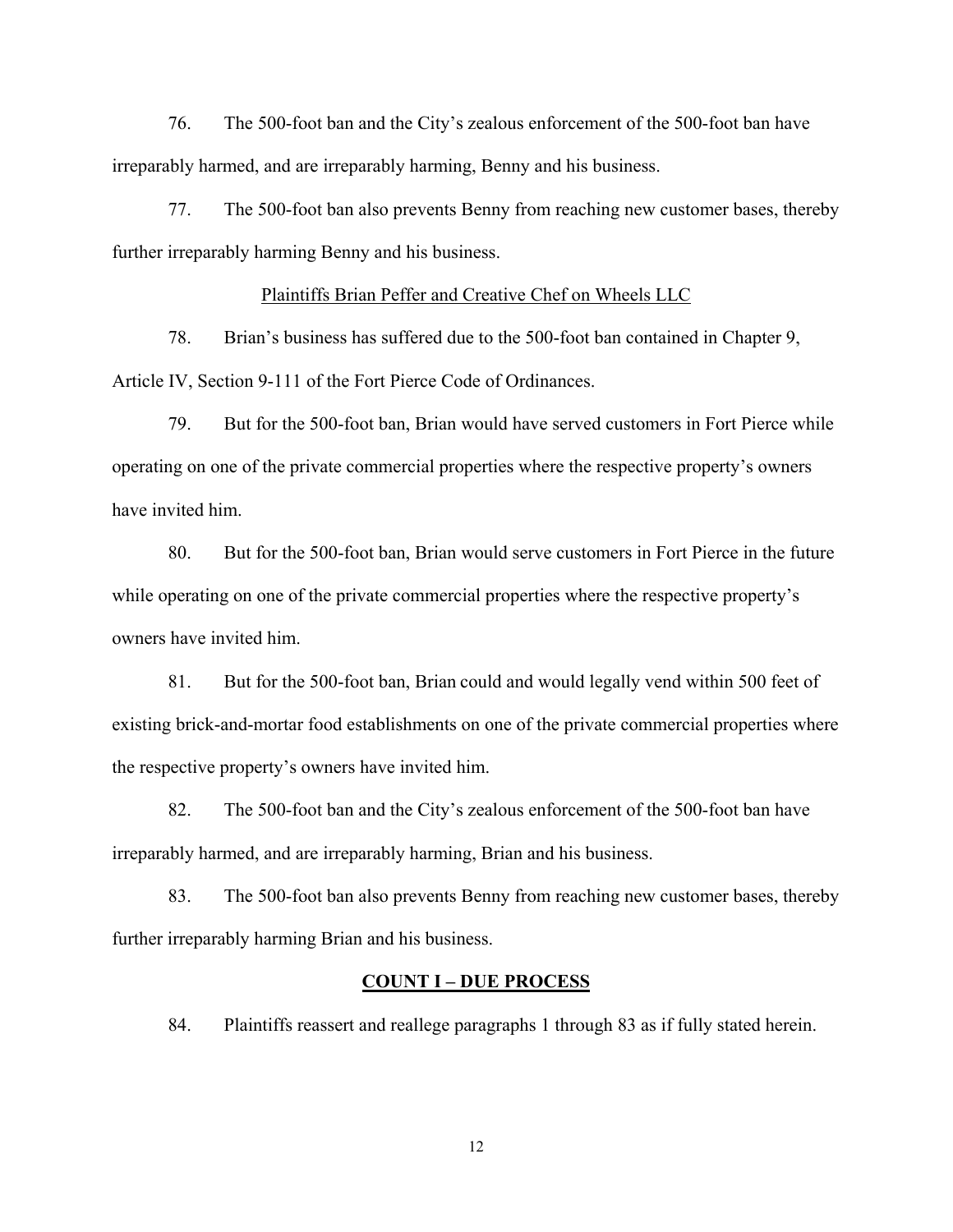76. The 500-foot ban and the City's zealous enforcement of the 500-foot ban have irreparably harmed, and are irreparably harming, Benny and his business.

77. The 500-foot ban also prevents Benny from reaching new customer bases, thereby further irreparably harming Benny and his business.

<u>Plaintiffs Brian Peffer and Creative Chef on Wheels LLC</u>

78. Brian's business has suffered due to the 500-foot ban contained in Chapter 9, Article IV, Section 9-111 of the Fort Pierce Code of Ordinances.

79. But for the 500-foot ban, Brian would have served customers in Fort Pierce while operating on one of the private commercial properties where the respective property's owners have invited him.

80. But for the 500-foot ban, Brian would serve customers in Fort Pierce in the future while operating on one of the private commercial properties where the respective property's owners have invited him.

81. But for the 500-foot ban, Brian could and would legally vend within 500 feet of existing brick-and-mortar food establishments on one of the private commercial properties where the respective property's owners have invited him.

82. The 500-foot ban and the City's zealous enforcement of the 500-foot ban have irreparably harmed, and are irreparably harming, Brian and his business.

83. The 500-foot ban also prevents Benny from reaching new customer bases, thereby further irreparably harming Brian and his business.

## COUNT I – DUE PROCESS

84. Plaintiffs reassert and reallege paragraphs 1 through 83 as if fully stated herein.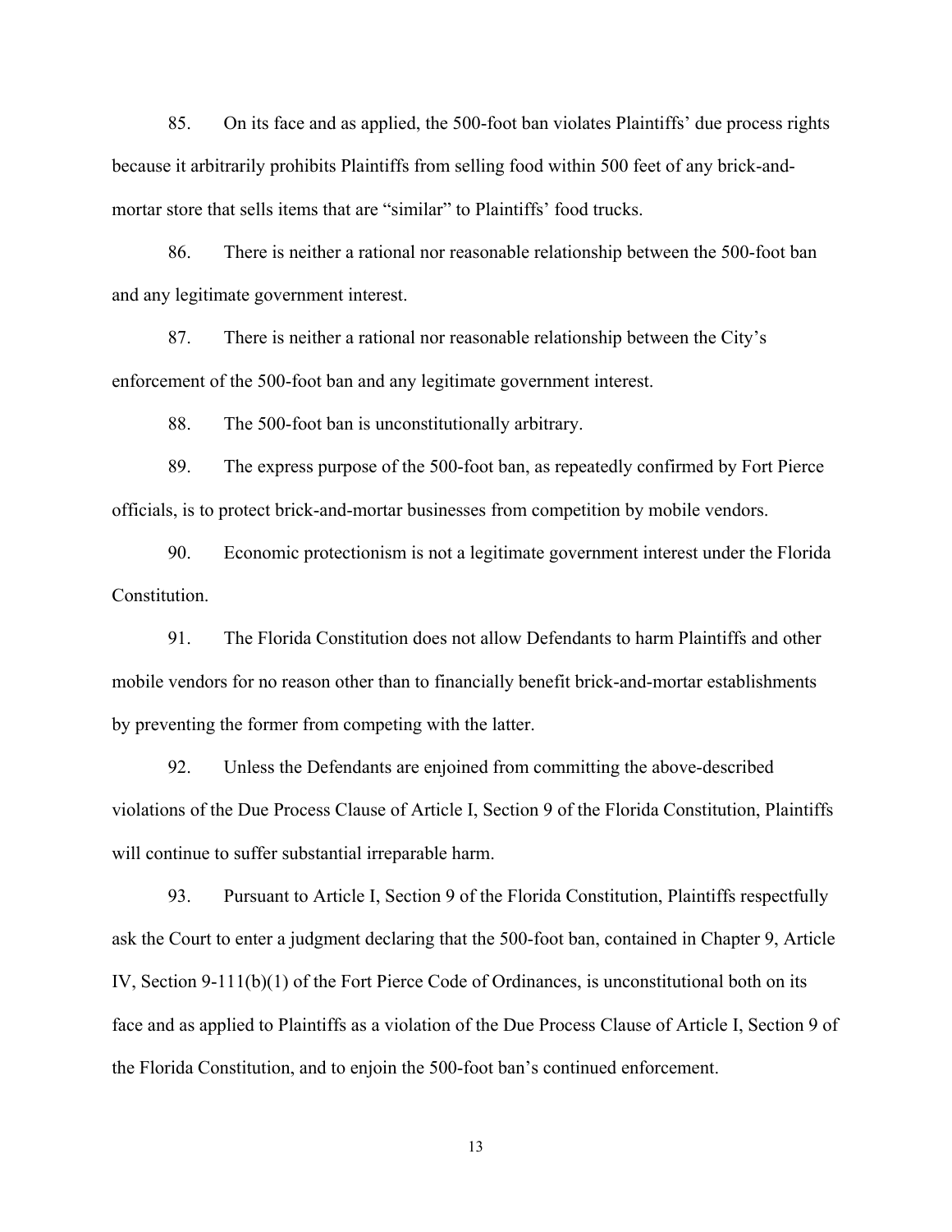85. On its face and as applied, the 500-foot ban violates Plaintiffs' due process rights because it arbitrarily prohibits Plaintiffs from selling food within 500 feet of any brick-and-mortar store that sells items that are "similar" to Plaintiffs' food trucks.

86. There is neither a rational nor reasonable relationship between the 500-foot ban and any legitimate government interest.

87. There is neither a rational nor reasonable relationship between the City's enforcement of the 500-foot ban and any legitimate government interest.

88. The 500-foot ban is unconstitutionally arbitrary.

89. The express purpose of the 500-foot ban, as repeatedly confirmed by Fort Pierce officials, is to protect brick-and-mortar businesses from competition by mobile vendors.

90. Economic protectionism is not a legitimate government interest under the Florida Constitution.

91. The Florida Constitution does not allow Defendants to harm Plaintiffs and other mobile vendors for no reason other than to financially benefit brick-and-mortar establishments by preventing the former from competing with the latter.

92. Unless the Defendants are enjoined from committing the above-described violations of the Due Process Clause of Article I, Section 9 of the Florida Constitution, Plaintiffs will continue to suffer substantial irreparable harm.

93. Pursuant to Article I, Section 9 of the Florida Constitution, Plaintiffs respectfully ask the Court to enter a judgment declaring that the 500-foot ban, contained in Chapter 9, Article IV, Section 9-111(b)(1) of the Fort Pierce Code of Ordinances, is unconstitutional both on its face and as applied to Plaintiffs as a violation of the Due Process Clause of Article I, Section 9 of the Florida Constitution, and to enjoin the 500-foot ban's continued enforcement.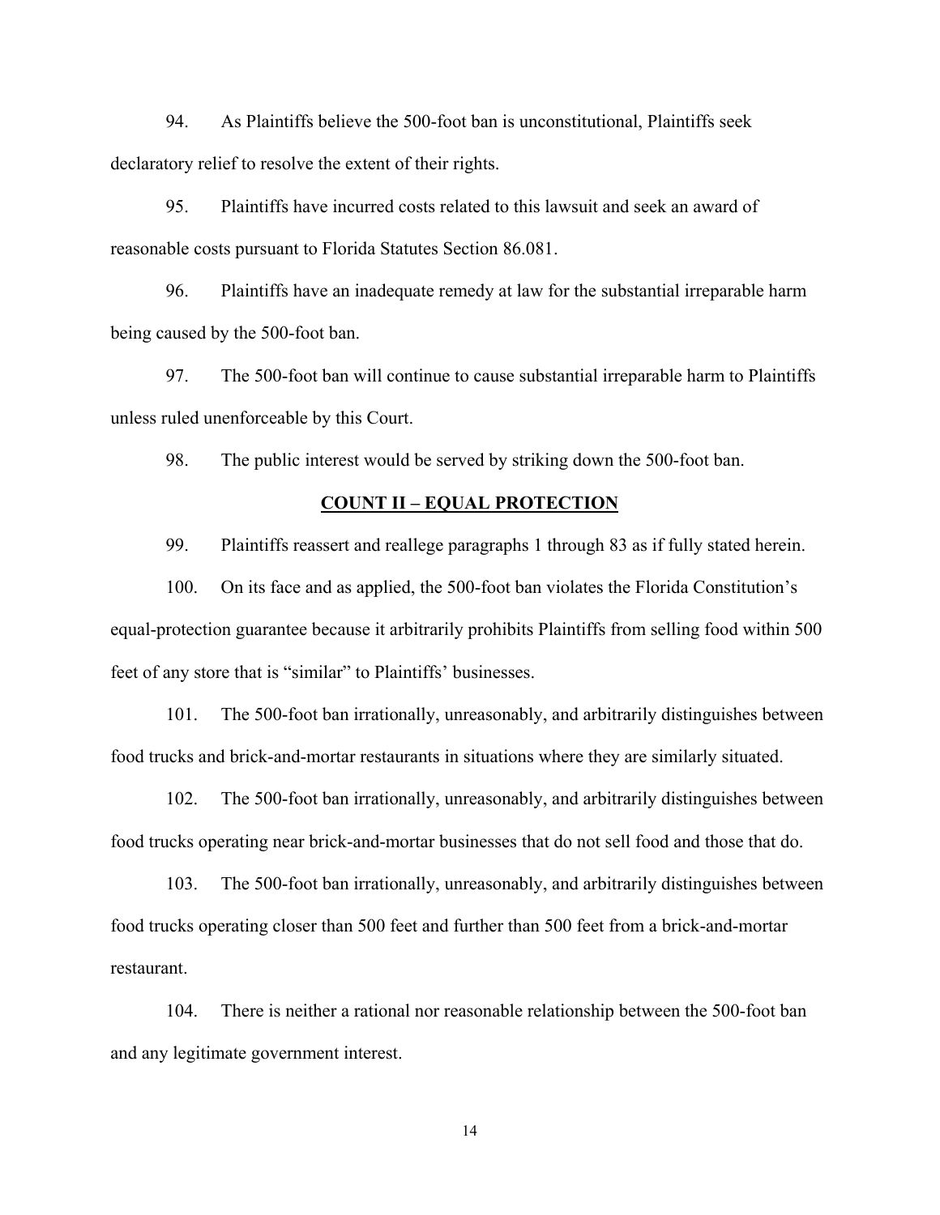94. As Plaintiffs believe the 500-foot ban is unconstitutional, Plaintiffs seek declaratory relief to resolve the extent of their rights.

95. Plaintiffs have incurred costs related to this lawsuit and seek an award of reasonable costs pursuant to Florida Statutes Section 86.081.

96. Plaintiffs have an inadequate remedy at law for the substantial irreparable harm being caused by the 500-foot ban.

97. The 500-foot ban will continue to cause substantial irreparable harm to Plaintiffs unless ruled unenforceable by this Court.

98. The public interest would be served by striking down the 500-foot ban.

## COUNT II – EQUAL PROTECTION

99. Plaintiffs reassert and reallege paragraphs 1 through 83 as if fully stated herein.

100. On its face and as applied, the 500-foot ban violates the Florida Constitution's equal-protection guarantee because it arbitrarily prohibits Plaintiffs from selling food within 500 feet of any store that is "similar" to Plaintiffs' businesses.

101. The 500-foot ban irrationally, unreasonably, and arbitrarily distinguishes between food trucks and brick-and-mortar restaurants in situations where they are similarly situated.

102. The 500-foot ban irrationally, unreasonably, and arbitrarily distinguishes between food trucks operating near brick-and-mortar businesses that do not sell food and those that do.

103. The 500-foot ban irrationally, unreasonably, and arbitrarily distinguishes between food trucks operating closer than 500 feet and further than 500 feet from a brick-and-mortar restaurant.

104. There is neither a rational nor reasonable relationship between the 500-foot ban and any legitimate government interest.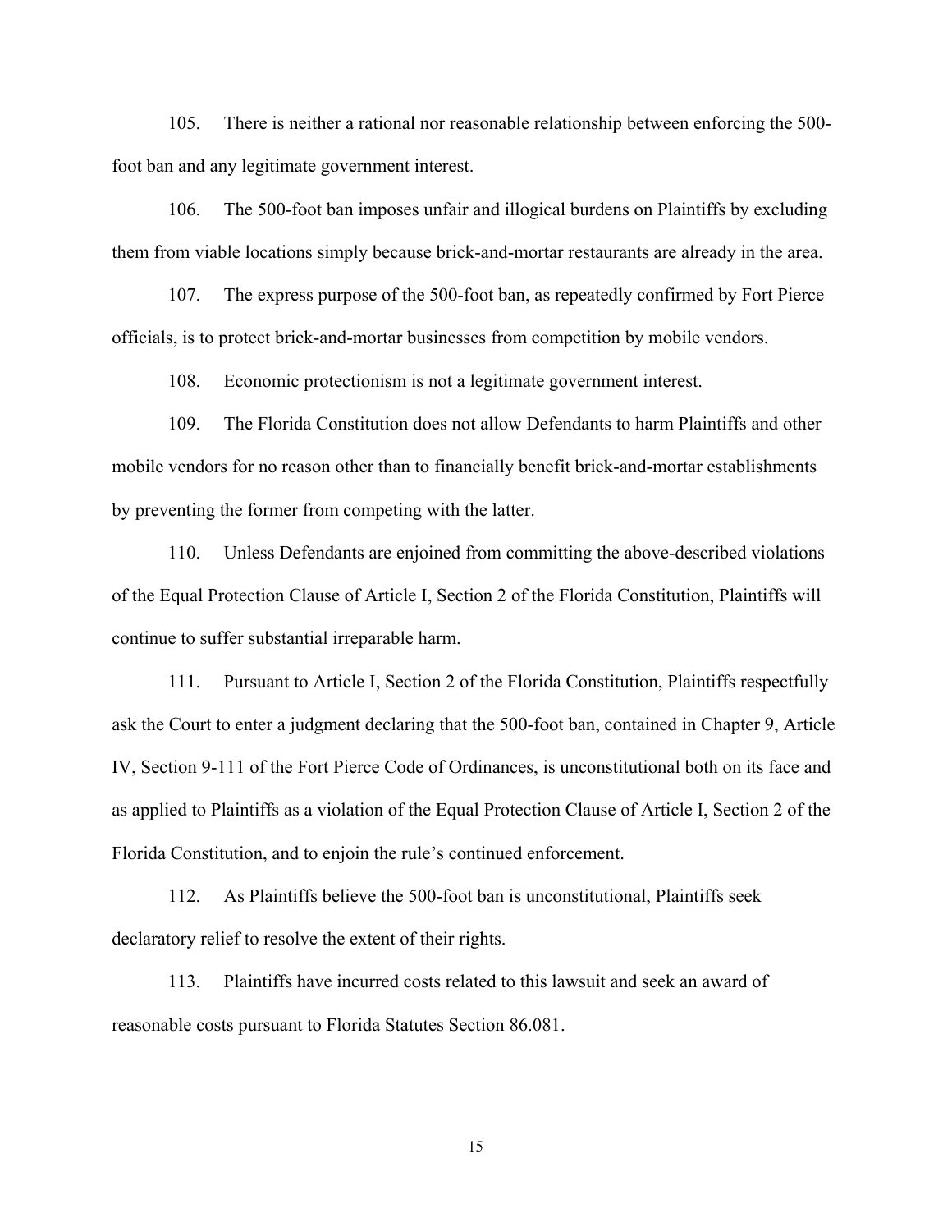105. There is neither a rational nor reasonable relationship between enforcing the 500-foot ban and any legitimate government interest.

106. The 500-foot ban imposes unfair and illogical burdens on Plaintiffs by excluding them from viable locations simply because brick-and-mortar restaurants are already in the area.

107. The express purpose of the 500-foot ban, as repeatedly confirmed by Fort Pierce officials, is to protect brick-and-mortar businesses from competition by mobile vendors.

108. Economic protectionism is not a legitimate government interest.

109. The Florida Constitution does not allow Defendants to harm Plaintiffs and other mobile vendors for no reason other than to financially benefit brick-and-mortar establishments by preventing the former from competing with the latter.

110. Unless Defendants are enjoined from committing the above-described violations of the Equal Protection Clause of Article I, Section 2 of the Florida Constitution, Plaintiffs will continue to suffer substantial irreparable harm.

111. Pursuant to Article I, Section 2 of the Florida Constitution, Plaintiffs respectfully ask the Court to enter a judgment declaring that the 500-foot ban, contained in Chapter 9, Article IV, Section 9-111 of the Fort Pierce Code of Ordinances, is unconstitutional both on its face and as applied to Plaintiffs as a violation of the Equal Protection Clause of Article I, Section 2 of the Florida Constitution, and to enjoin the rule's continued enforcement.

112. As Plaintiffs believe the 500-foot ban is unconstitutional, Plaintiffs seek declaratory relief to resolve the extent of their rights.

113. Plaintiffs have incurred costs related to this lawsuit and seek an award of reasonable costs pursuant to Florida Statutes Section 86.081.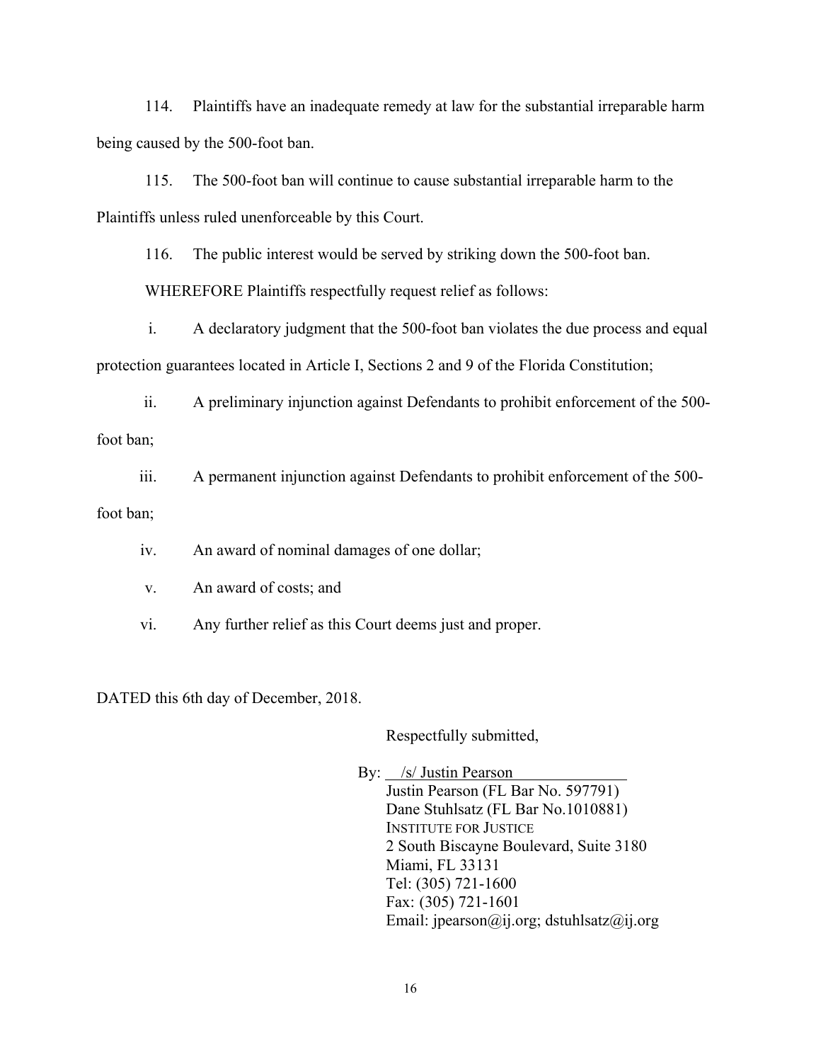114. Plaintiffs have an inadequate remedy at law for the substantial irreparable harm being caused by the 500-foot ban.

115. The 500-foot ban will continue to cause substantial irreparable harm to the Plaintiffs unless ruled unenforceable by this Court.

116. The public interest would be served by striking down the 500-foot ban.

WHEREFORE Plaintiffs respectfully request relief as follows:

i. A declaratory judgment that the 500-foot ban violates the due process and equal protection guarantees located in Article I, Sections 2 and 9 of the Florida Constitution;

ii. A preliminary injunction against Defendants to prohibit enforcement of the 500-foot ban;

iii. A permanent injunction against Defendants to prohibit enforcement of the 500-foot ban;

iv. An award of nominal damages of one dollar;

v. An award of costs; and

vi. Any further relief as this Court deems just and proper.

DATED this 6th day of December, 2018.

Respectfully submitted,

By: /s/ Justin Pearson
Justin Pearson (FL Bar No. 597791)
Dane Stuhlsatz (FL Bar No.1010881)
INSTITUTE FOR JUSTICE
2 South Biscayne Boulevard, Suite 3180
Miami, FL 33131
Tel: (305) 721-1600
Fax: (305) 721-1601
Email: jpearson@ij.org; dstuhlsatz@ij.org